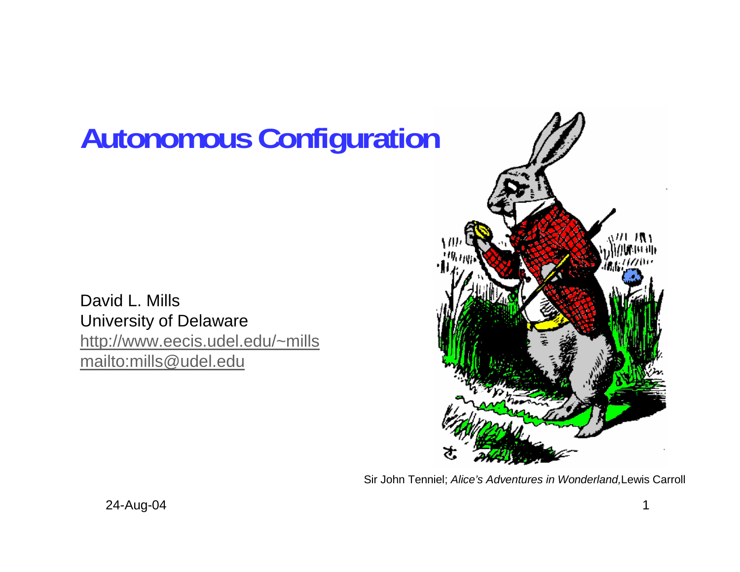# Autonomous Configuration

David L. Mills
University of Delaware
http://www.eecis.udel.edu/~mills
mailto:mills@udel.edu

Sir John Tenniel; *Alice's Adventures in Wonderland,* Lewis Carroll

24-Aug-04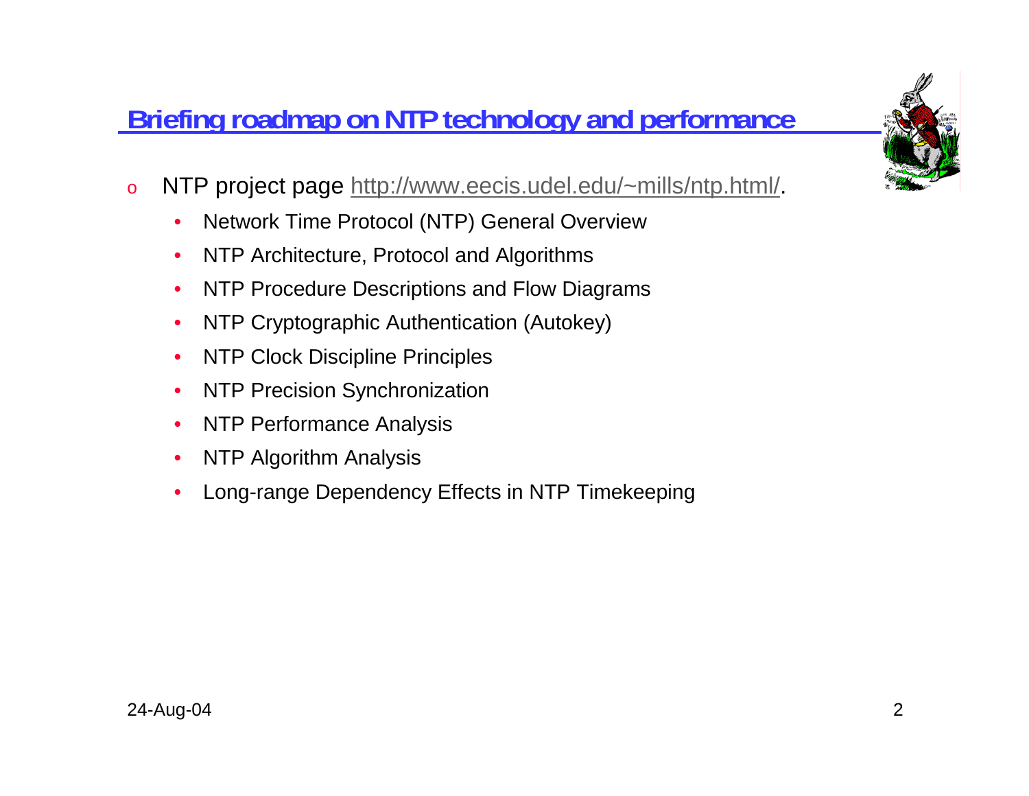## Briefing roadmap on NTP technology and performance

- NTP project page http://www.eecis.udel.edu/~mills/ntp.html/.
  - Network Time Protocol (NTP) General Overview
  - NTP Architecture, Protocol and Algorithms
  - NTP Procedure Descriptions and Flow Diagrams
  - NTP Cryptographic Authentication (Autokey)
  - NTP Clock Discipline Principles
  - NTP Precision Synchronization
  - NTP Performance Analysis
  - NTP Algorithm Analysis
  - Long-range Dependency Effects in NTP Timekeeping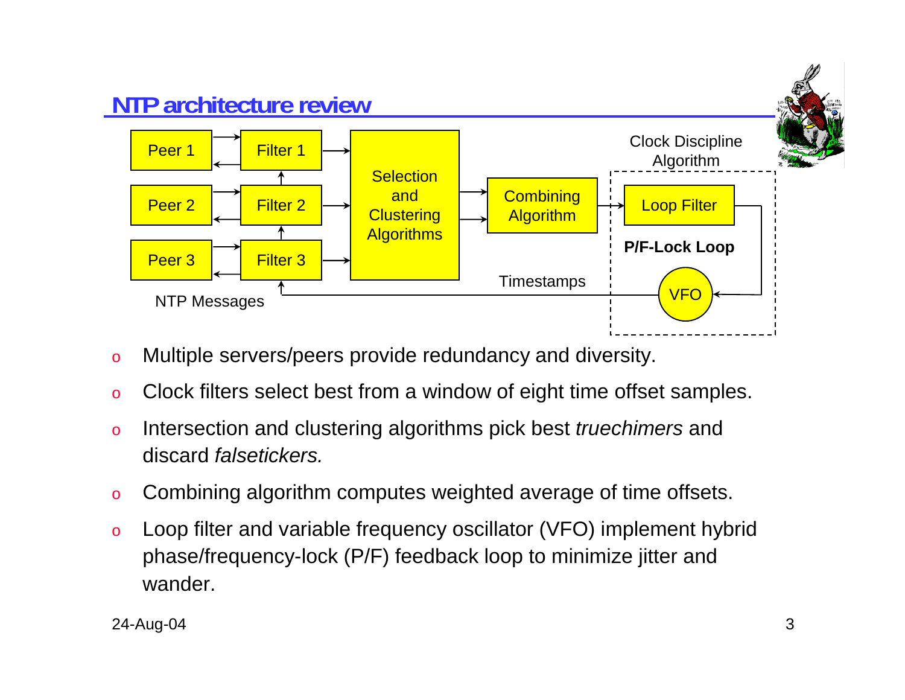## NTP architecture review

- Multiple servers/peers provide redundancy and diversity.
- Clock filters select best from a window of eight time offset samples.
- Intersection and clustering algorithms pick best *truechimers* and discard *falsetickers.*
- Combining algorithm computes weighted average of time offsets.
- Loop filter and variable frequency oscillator (VFO) implement hybrid phase/frequency-lock (P/F) feedback loop to minimize jitter and wander.

24-Aug-04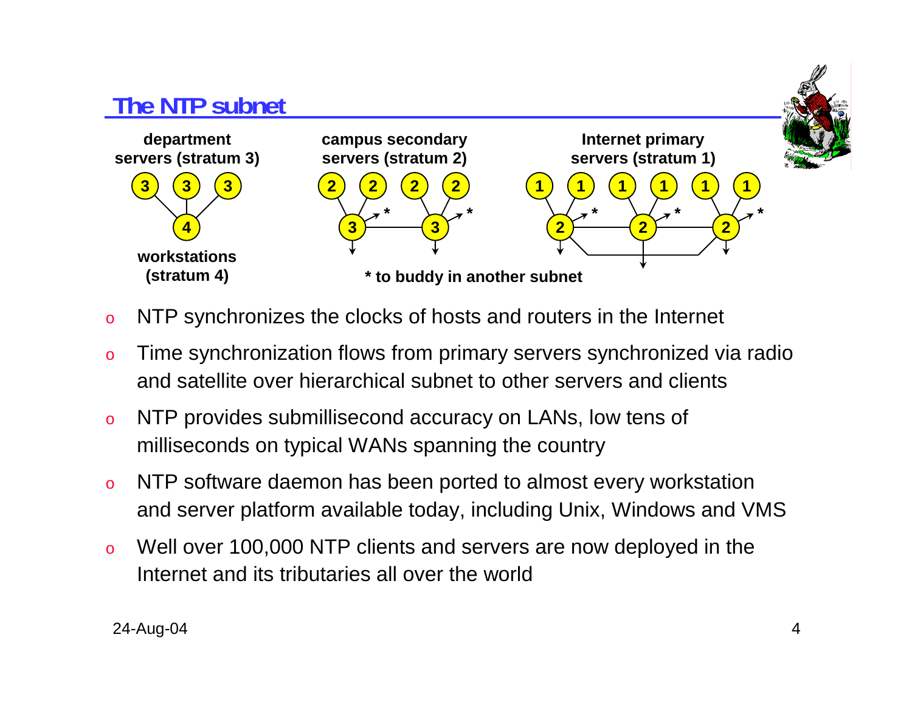# The NTP subnet

department servers (stratum 3)

campus secondary servers (stratum 2)

Internet primary servers (stratum 1)

workstations (stratum 4)

* to buddy in another subnet

- NTP synchronizes the clocks of hosts and routers in the Internet
- Time synchronization flows from primary servers synchronized via radio and satellite over hierarchical subnet to other servers and clients
- NTP provides submillisecond accuracy on LANs, low tens of milliseconds on typical WANs spanning the country
- NTP software daemon has been ported to almost every workstation and server platform available today, including Unix, Windows and VMS
- Well over 100,000 NTP clients and servers are now deployed in the Internet and its tributaries all over the world

24-Aug-04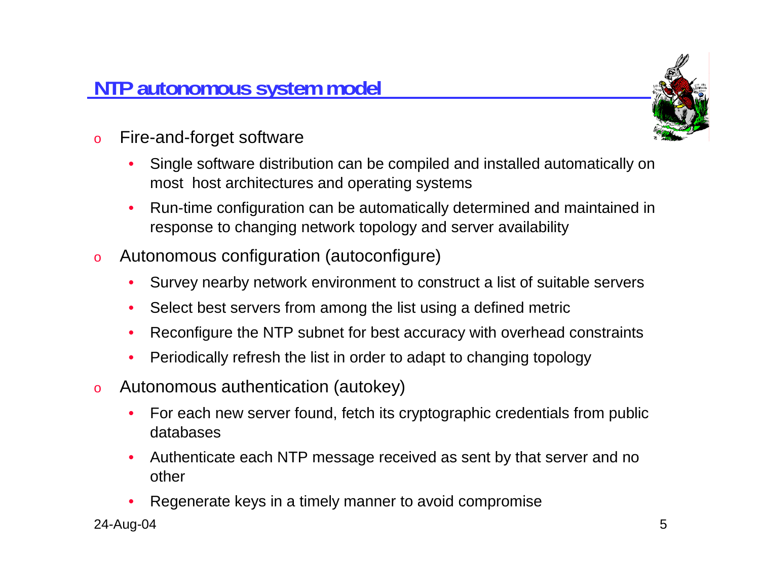## NTP autonomous system model

- Fire-and-forget software
  - Single software distribution can be compiled and installed automatically on most host architectures and operating systems
  - Run-time configuration can be automatically determined and maintained in response to changing network topology and server availability
- Autonomous configuration (autoconfigure)
  - Survey nearby network environment to construct a list of suitable servers
  - Select best servers from among the list using a defined metric
  - Reconfigure the NTP subnet for best accuracy with overhead constraints
  - Periodically refresh the list in order to adapt to changing topology
- Autonomous authentication (autokey)
  - For each new server found, fetch its cryptographic credentials from public databases
  - Authenticate each NTP message received as sent by that server and no other
  - Regenerate keys in a timely manner to avoid compromise

24-Aug-04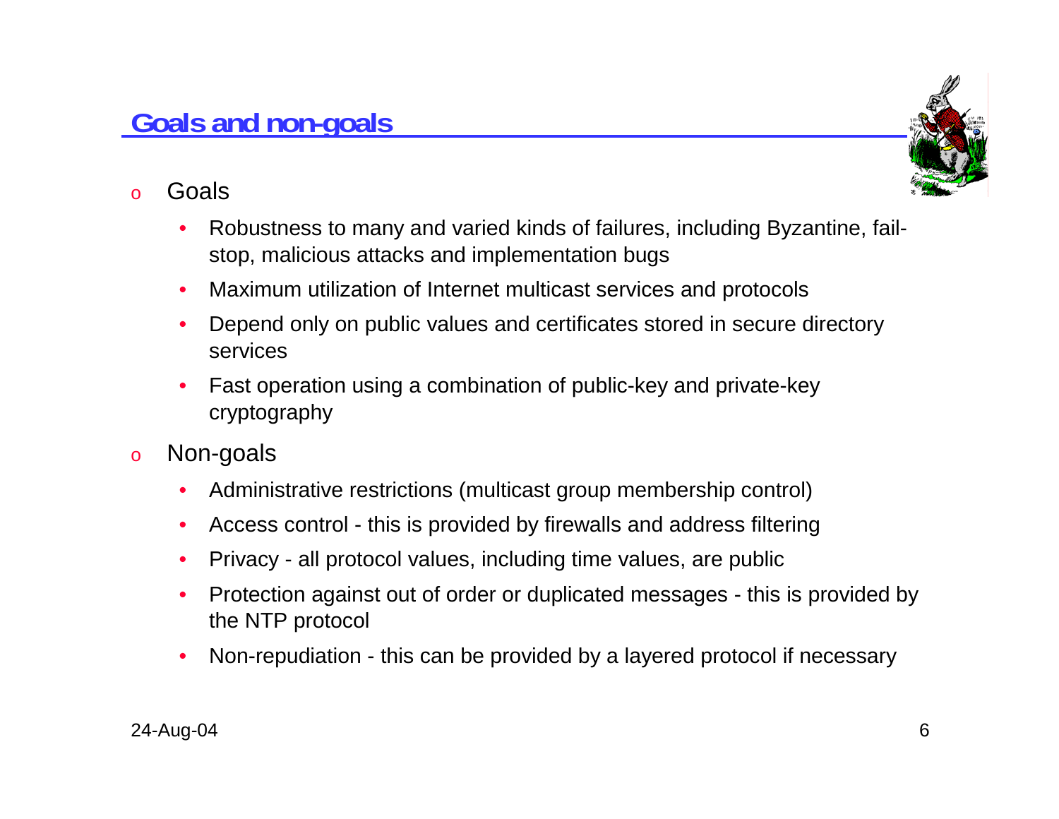## Goals and non-goals

- Goals
  - Robustness to many and varied kinds of failures, including Byzantine, fail-stop, malicious attacks and implementation bugs
  - Maximum utilization of Internet multicast services and protocols
  - Depend only on public values and certificates stored in secure directory services
  - Fast operation using a combination of public-key and private-key cryptography
- Non-goals
  - Administrative restrictions (multicast group membership control)
  - Access control - this is provided by firewalls and address filtering
  - Privacy - all protocol values, including time values, are public
  - Protection against out of order or duplicated messages - this is provided by the NTP protocol
  - Non-repudiation - this can be provided by a layered protocol if necessary

24-Aug-04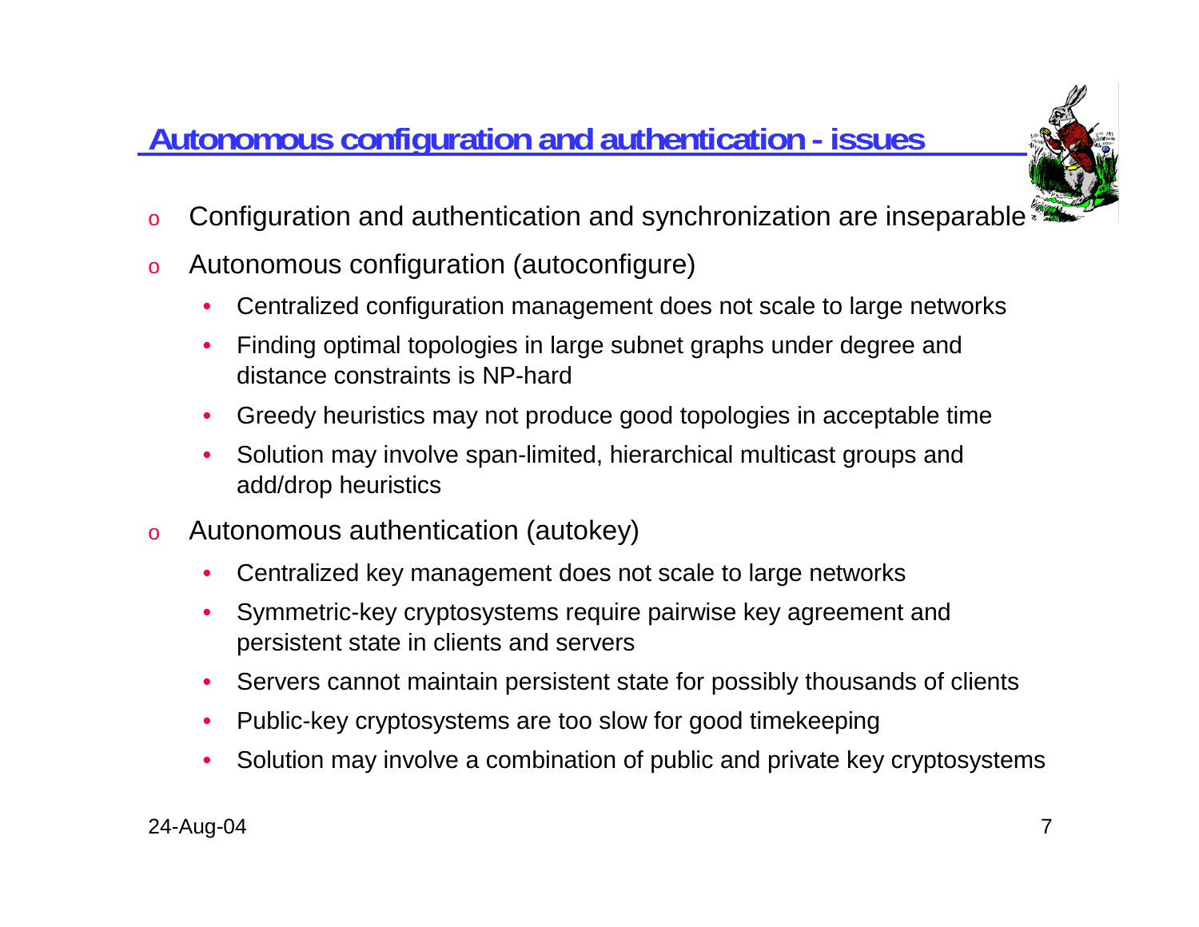## Autonomous configuration and authentication - issues

- Configuration and authentication and synchronization are inseparable
- Autonomous configuration (autoconfigure)
  - Centralized configuration management does not scale to large networks
  - Finding optimal topologies in large subnet graphs under degree and distance constraints is NP-hard
  - Greedy heuristics may not produce good topologies in acceptable time
  - Solution may involve span-limited, hierarchical multicast groups and add/drop heuristics
- Autonomous authentication (autokey)
  - Centralized key management does not scale to large networks
  - Symmetric-key cryptosystems require pairwise key agreement and persistent state in clients and servers
  - Servers cannot maintain persistent state for possibly thousands of clients
  - Public-key cryptosystems are too slow for good timekeeping
  - Solution may involve a combination of public and private key cryptosystems

24-Aug-04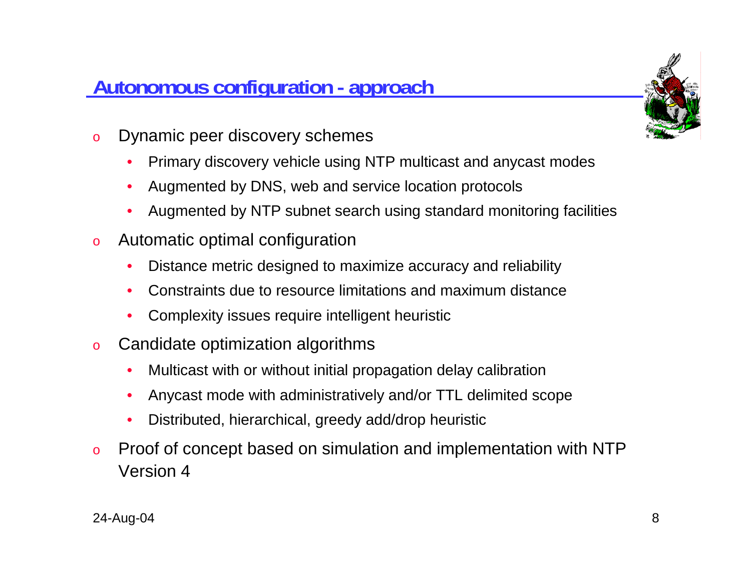## Autonomous configuration - approach

- Dynamic peer discovery schemes
  - Primary discovery vehicle using NTP multicast and anycast modes
  - Augmented by DNS, web and service location protocols
  - Augmented by NTP subnet search using standard monitoring facilities
- Automatic optimal configuration
  - Distance metric designed to maximize accuracy and reliability
  - Constraints due to resource limitations and maximum distance
  - Complexity issues require intelligent heuristic
- Candidate optimization algorithms
  - Multicast with or without initial propagation delay calibration
  - Anycast mode with administratively and/or TTL delimited scope
  - Distributed, hierarchical, greedy add/drop heuristic
- Proof of concept based on simulation and implementation with NTP Version 4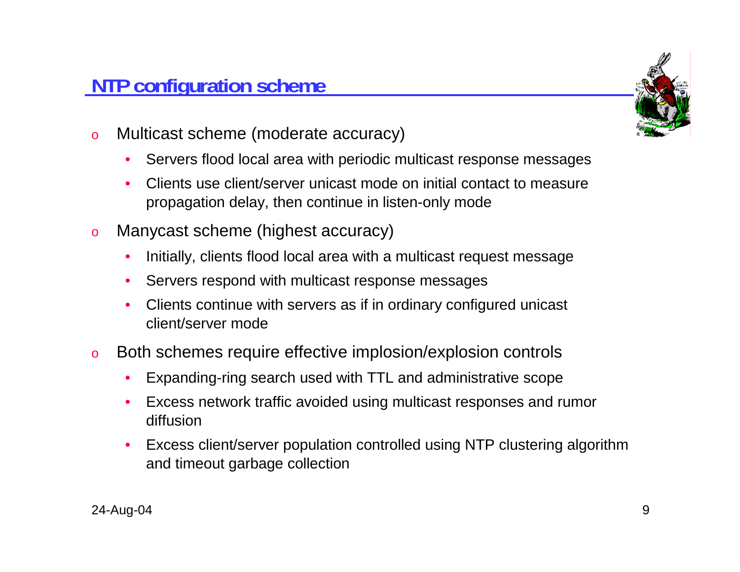## NTP configuration scheme

- Multicast scheme (moderate accuracy)
  - Servers flood local area with periodic multicast response messages
  - Clients use client/server unicast mode on initial contact to measure propagation delay, then continue in listen-only mode
- Manycast scheme (highest accuracy)
  - Initially, clients flood local area with a multicast request message
  - Servers respond with multicast response messages
  - Clients continue with servers as if in ordinary configured unicast client/server mode
- Both schemes require effective implosion/explosion controls
  - Expanding-ring search used with TTL and administrative scope
  - Excess network traffic avoided using multicast responses and rumor diffusion
  - Excess client/server population controlled using NTP clustering algorithm and timeout garbage collection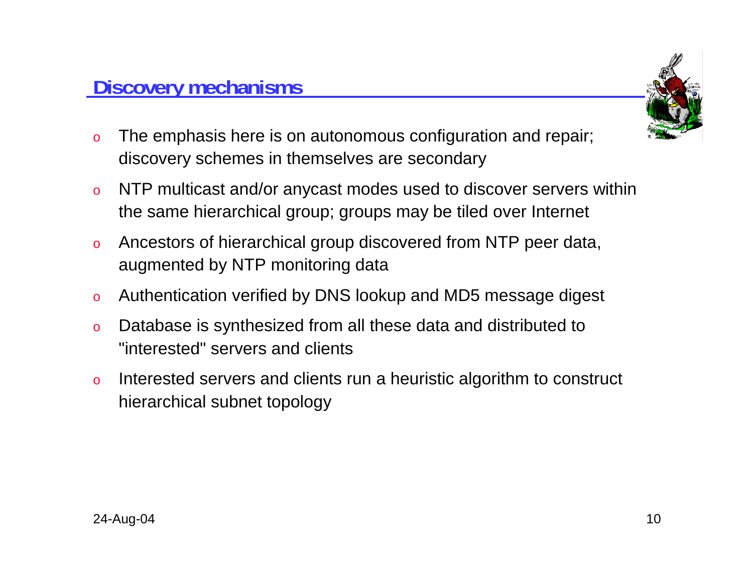## Discovery mechanisms

- The emphasis here is on autonomous configuration and repair; discovery schemes in themselves are secondary
- NTP multicast and/or anycast modes used to discover servers within the same hierarchical group; groups may be tiled over Internet
- Ancestors of hierarchical group discovered from NTP peer data, augmented by NTP monitoring data
- Authentication verified by DNS lookup and MD5 message digest
- Database is synthesized from all these data and distributed to "interested" servers and clients
- Interested servers and clients run a heuristic algorithm to construct hierarchical subnet topology

24-Aug-04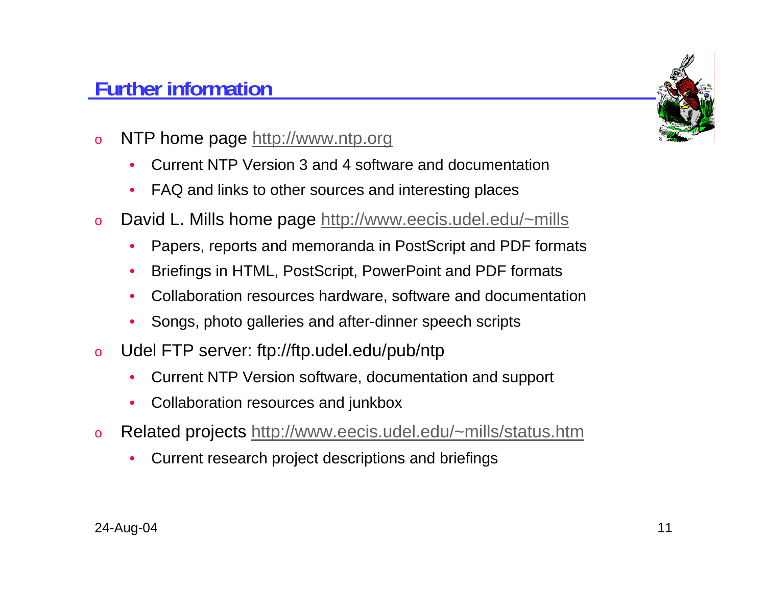# Further information

- NTP home page http://www.ntp.org
  - Current NTP Version 3 and 4 software and documentation
  - FAQ and links to other sources and interesting places
- David L. Mills home page http://www.eecis.udel.edu/~mills
  - Papers, reports and memoranda in PostScript and PDF formats
  - Briefings in HTML, PostScript, PowerPoint and PDF formats
  - Collaboration resources hardware, software and documentation
  - Songs, photo galleries and after-dinner speech scripts
- Udel FTP server: ftp://ftp.udel.edu/pub/ntp
  - Current NTP Version software, documentation and support
  - Collaboration resources and junkbox
- Related projects http://www.eecis.udel.edu/~mills/status.htm
  - Current research project descriptions and briefings

24-Aug-04